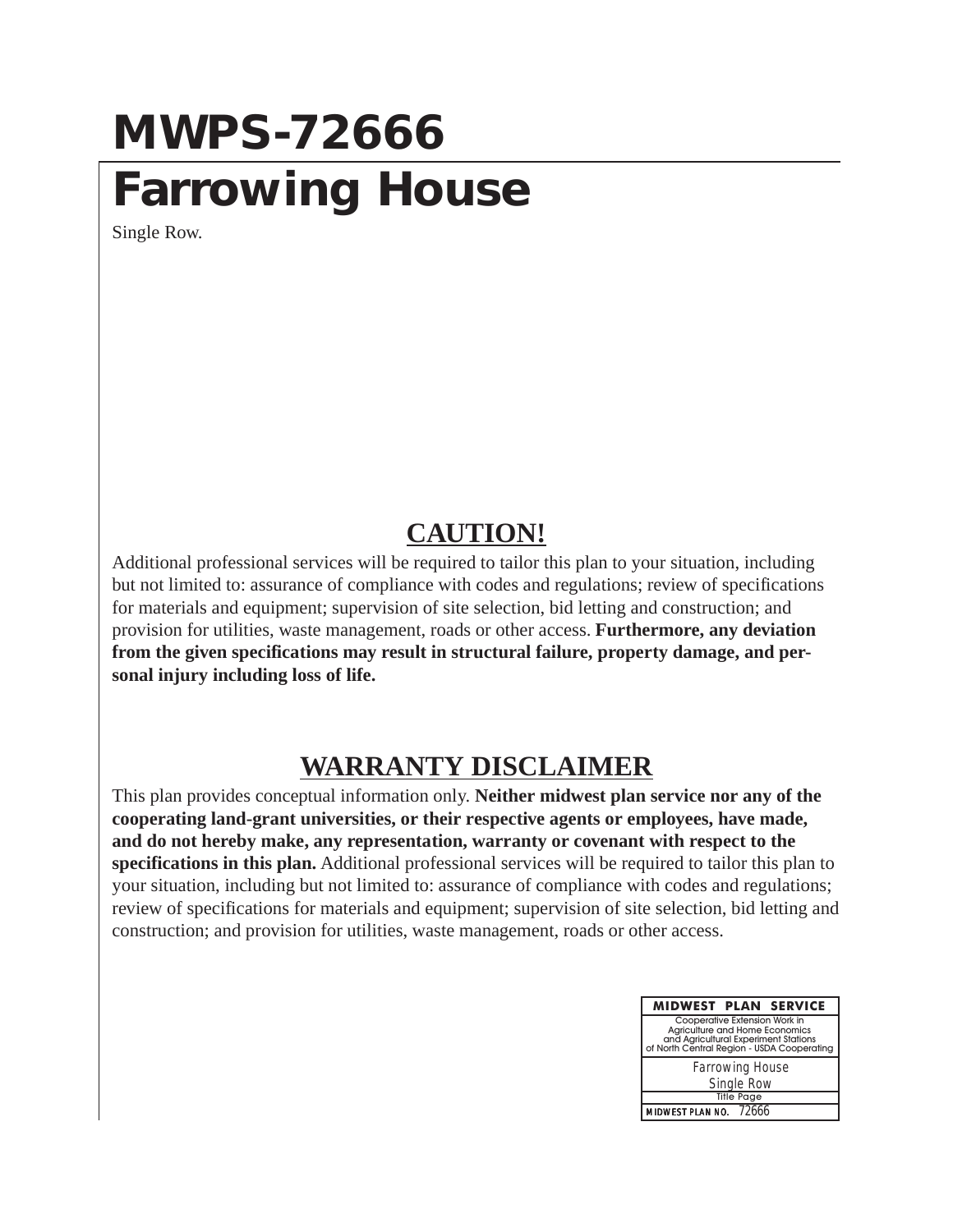# MWPS-72666

# Farrowing House

Single Row.

## CAUTION!

Additional professional services will be required to tailor this plan to your situation, including but not limited to: assurance of compliance with codes and regulations; review of specifications for materials and equipment; supervision of site selection, bid letting and construction; and provision for utilities, waste management, roads or other access. **Furthermore, any deviation from the given specifications may result in structural failure, property damage, and personal injury including loss of life.**

## WARRANTY DISCLAIMER

This plan provides conceptual information only. **Neither midwest plan service nor any of the cooperating land-grant universities, or their respective agents or employees, have made, and do not hereby make, any representation, warranty or covenant with respect to the specifications in this plan.** Additional professional services will be required to tailor this plan to your situation, including but not limited to: assurance of compliance with codes and regulations; review of specifications for materials and equipment; supervision of site selection, bid letting and construction; and provision for utilities, waste management, roads or other access.

| MIDWEST PLAN SERVICE |
|---|
| Cooperative Extension Work in Agriculture and Home Economics and Agricultural Experiment Stations of North Central Region - USDA Cooperating |
| Farrowing House Single Row |
| Title Page |
| MIDWEST PLAN NO. 72666 |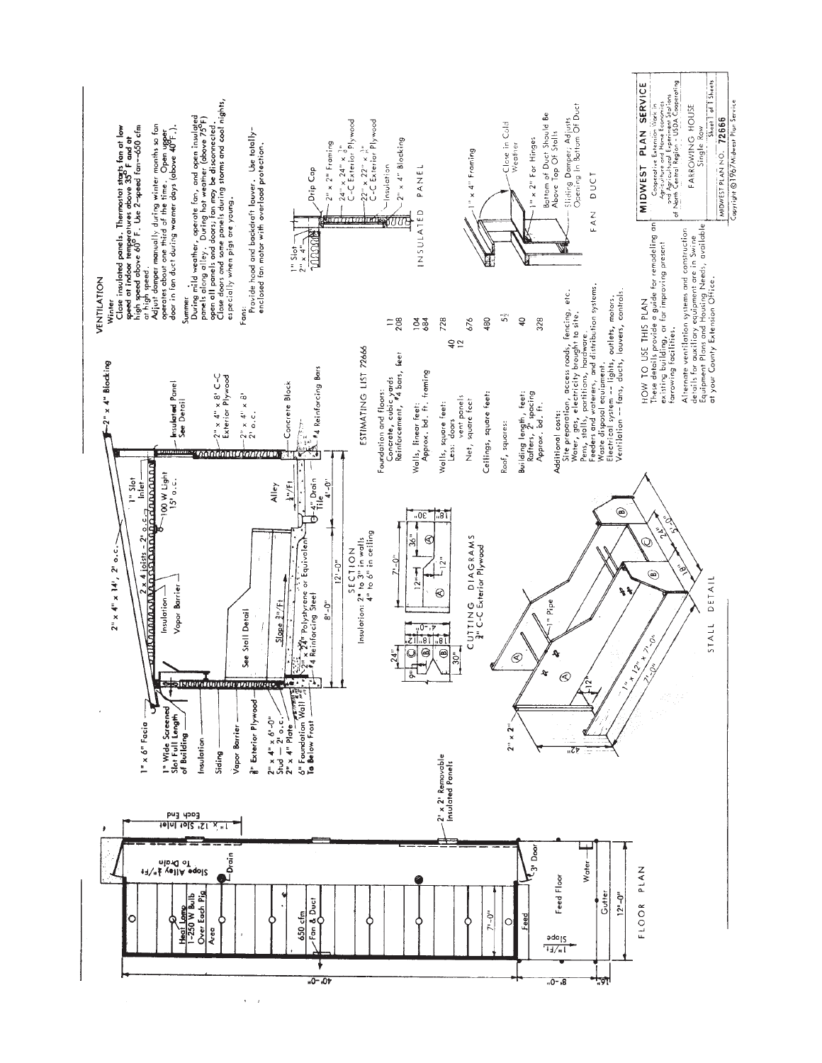## VENTILATION

**Winter**

Close insulated panels. Thermostat starts fan at low speed at indoor temperatures above 35°F and at high speed above 60°F. Use 2-speed fan—650 cfm at high speed.

Adjust damper manually during winter months so fan operates about one third of the time. Open upper door in fan duct during warmer days (above 40°F.).

**Summer**

During mild weather, operate fan, and open insulated panels along alley. During hot weather (above 75°F) open all panels and doors; fan may be disconnected. Close doors and some panels during storms and cool nights, especially when pigs are young.

**Fans:**

Provide hood and backdraft louver. Use totally-enclosed fan motor with overload protection.

## ESTIMATING LIST 72666

| | | |
|---|---|---|
| Foundation and floors: | | |
| Concrete, cubic yards | | 11 |
| Reinforcement, #4 bars, feet | | 208 |
| Walls, linear feet: | | 104 |
| Approx. bd. ft. framing | | 684 |
| Walls, square feet: | | 728 |
| Less: doors | 40 | |
| vent panels | 12 | |
| Net, square feet | | 676 |
| Ceilings, square feet: | | 480 |
| Roof, squares: | | 5½ |
| Building length, feet: | | 40 |
| Rafters, 2' spacing | | |
| Approx. bd. ft. | | 328 |

Additional costs:
Site preparation, access roads, fencing, etc.
Water, gas, electricity brought to site.
Pens, stalls, partitions, hardware.
Feeders and waterers, and distribution systems.
Waste disposal equipment.
Electrical system -- lights, outlets, motors.
Ventilation -- fans, ducts, louvers, controls.

## HOW TO USE THIS PLAN

These details provide a guide for remodeling an existing building, or for improving present farrowing facilities.

Alternate ventilation systems and construction details for auxiliary equipment are in Swine Equipment Plans and Housing Needs, available at your County Extension Office.

FLOOR PLAN

Heat Lamp 1-250 W Bulb Over Each Pig Area
650 cfm Fan & Duct
Slope Alley ¼"/Ft To Drain
Drain
1" x 12' Slot Inlet Each End
2' x 2' Removable Insulated Panels
3' Door
Feed Floor
Water
Feed
Gutter
Slope 1"/Ft
40'-0"
8'-0"
16"
7'-0"
12'-0"

SECTION

Insulation: 2" to 3" in walls, 4" to 6" in ceiling

2" x 4" x 14', 2' o.c.
2" x 4" Blocking
1" x 6" Facia
1" Wide Screened Slot Full Length of Building
Insulation
Siding
Vapor Barrier
⅜" Exterior Plywood
2" x 4" x 8'-0" Stud — 2' o.c.
2" x 4" Plate
6" Foundation Wall To Below Frost
2 x 4 joists - 2' o.c.
Insulation
Vapor Barrier
1" Slot Inlet
100 W Light 15' o.c.
See Stall Detail
Slope 2"/Ft
2" x 24" Polystyrene or Equivalent
#4 Reinforcing Steel
Alley
¼"/Ft
4" Drain Tile
Insulated Panel See Detail
2" x 4" x 8' C-C Exterior Plywood
2" x 4' x 8' 2' o.c.
Concrete Block
#4 Reinforcing Bars
8'-0"
12'-0"
4'-0"

CUTTING DIAGRAMS
¾" C-C Exterior Plywood

24"
9"
30"
7'-0"
12"
36"
12"
30"
18"

STALL DETAIL

2" x 2"
1" Pipe
1" x 12" x 7'-0"
7'-0"
12"
42"
18"
24"
5'-0"

INSULATED PANEL

1" Slot 2" x 4"
Drip Cap
2" x 2" Framing
24" x 24" x ⅜" C-C Exterior Plywood
22" x 22" x ⅜" C-C Exterior Plywood
Insulation
2" x 4" Blocking

FAN DUCT

1" x 4" Framing
Close in Cold Weather
1" x 2" For Hinges
Bottom of Duct Should Be Above Top Of Stalls
Sliding Damper; Adjusts Opening In Bottom Of Duct

**MIDWEST PLAN SERVICE**

Cooperative Extension Work in Agriculture and Home Economics and Agricultural Experiment Stations of North Central Region - USDA Cooperating

FARROWING HOUSE
Single Row

Sheet 1 of 1 Sheets

MIDWEST PLAN NO. 72666

Copyright © 1967 Midwest Plan Service